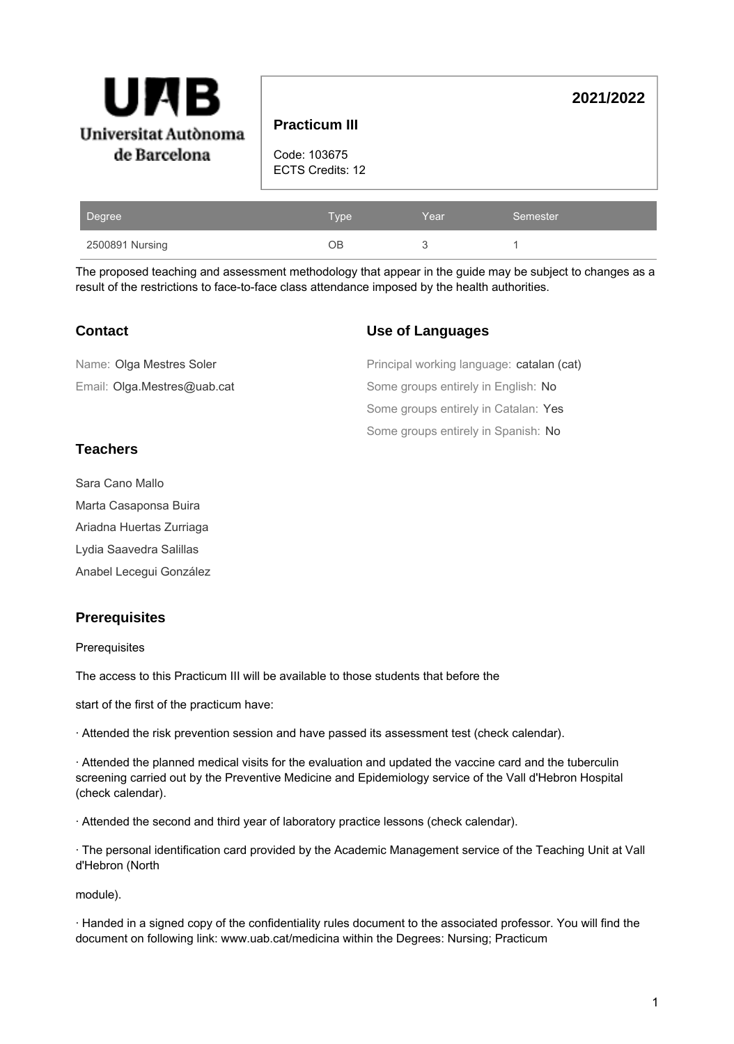UAB

Universitat Autònoma de Barcelona

# Practicum III

**2021/2022**

Code: 103675
ECTS Credits: 12

| Degree | Type | Year | Semester |
| --- | --- | --- | --- |
| 2500891 Nursing | OB | 3 | 1 |

The proposed teaching and assessment methodology that appear in the guide may be subject to changes as a result of the restrictions to face-to-face class attendance imposed by the health authorities.

## Contact

Name: Olga Mestres Soler

Email: Olga.Mestres@uab.cat

## Use of Languages

Principal working language: catalan (cat)

Some groups entirely in English: No

Some groups entirely in Catalan: Yes

Some groups entirely in Spanish: No

## Teachers

Sara Cano Mallo

Marta Casaponsa Buira

Ariadna Huertas Zurriaga

Lydia Saavedra Salillas

Anabel Lecegui González

## Prerequisites

Prerequisites

The access to this Practicum III will be available to those students that before the

start of the first of the practicum have:

· Attended the risk prevention session and have passed its assessment test (check calendar).

· Attended the planned medical visits for the evaluation and updated the vaccine card and the tuberculin screening carried out by the Preventive Medicine and Epidemiology service of the Vall d'Hebron Hospital (check calendar).

· Attended the second and third year of laboratory practice lessons (check calendar).

· The personal identification card provided by the Academic Management service of the Teaching Unit at Vall d'Hebron (North

module).

· Handed in a signed copy of the confidentiality rules document to the associated professor. You will find the document on following link: www.uab.cat/medicina within the Degrees: Nursing; Practicum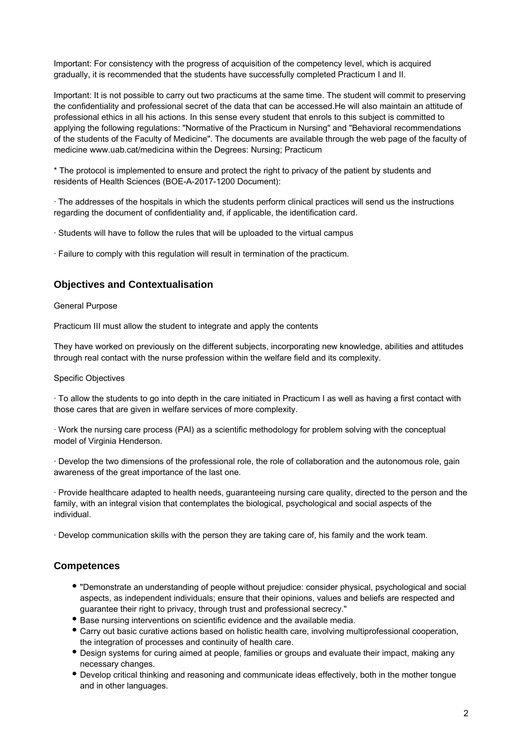Important: For consistency with the progress of acquisition of the competency level, which is acquired gradually, it is recommended that the students have successfully completed Practicum I and II.

Important: It is not possible to carry out two practicums at the same time. The student will commit to preserving the confidentiality and professional secret of the data that can be accessed.He will also maintain an attitude of professional ethics in all his actions. In this sense every student that enrols to this subject is committed to applying the following regulations: "Normative of the Practicum in Nursing" and "Behavioral recommendations of the students of the Faculty of Medicine". The documents are available through the web page of the faculty of medicine www.uab.cat/medicina within the Degrees: Nursing; Practicum

* The protocol is implemented to ensure and protect the right to privacy of the patient by students and residents of Health Sciences (BOE-A-2017-1200 Document):

· The addresses of the hospitals in which the students perform clinical practices will send us the instructions regarding the document of confidentiality and, if applicable, the identification card.

· Students will have to follow the rules that will be uploaded to the virtual campus

· Failure to comply with this regulation will result in termination of the practicum.

## Objectives and Contextualisation

General Purpose

Practicum III must allow the student to integrate and apply the contents

They have worked on previously on the different subjects, incorporating new knowledge, abilities and attitudes through real contact with the nurse profession within the welfare field and its complexity.

Specific Objectives

· To allow the students to go into depth in the care initiated in Practicum I as well as having a first contact with those cares that are given in welfare services of more complexity.

· Work the nursing care process (PAI) as a scientific methodology for problem solving with the conceptual model of Virginia Henderson.

· Develop the two dimensions of the professional role, the role of collaboration and the autonomous role, gain awareness of the great importance of the last one.

· Provide healthcare adapted to health needs, guaranteeing nursing care quality, directed to the person and the family, with an integral vision that contemplates the biological, psychological and social aspects of the individual.

· Develop communication skills with the person they are taking care of, his family and the work team.

## Competences

- "Demonstrate an understanding of people without prejudice: consider physical, psychological and social aspects, as independent individuals; ensure that their opinions, values and beliefs are respected and guarantee their right to privacy, through trust and professional secrecy."
- Base nursing interventions on scientific evidence and the available media.
- Carry out basic curative actions based on holistic health care, involving multiprofessional cooperation, the integration of processes and continuity of health care.
- Design systems for curing aimed at people, families or groups and evaluate their impact, making any necessary changes.
- Develop critical thinking and reasoning and communicate ideas effectively, both in the mother tongue and in other languages.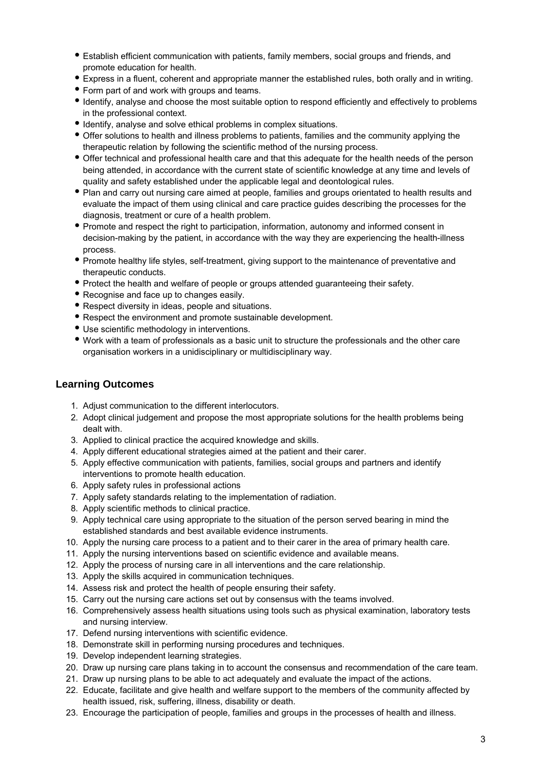- Establish efficient communication with patients, family members, social groups and friends, and promote education for health.
- Express in a fluent, coherent and appropriate manner the established rules, both orally and in writing.
- Form part of and work with groups and teams.
- Identify, analyse and choose the most suitable option to respond efficiently and effectively to problems in the professional context.
- Identify, analyse and solve ethical problems in complex situations.
- Offer solutions to health and illness problems to patients, families and the community applying the therapeutic relation by following the scientific method of the nursing process.
- Offer technical and professional health care and that this adequate for the health needs of the person being attended, in accordance with the current state of scientific knowledge at any time and levels of quality and safety established under the applicable legal and deontological rules.
- Plan and carry out nursing care aimed at people, families and groups orientated to health results and evaluate the impact of them using clinical and care practice guides describing the processes for the diagnosis, treatment or cure of a health problem.
- Promote and respect the right to participation, information, autonomy and informed consent in decision-making by the patient, in accordance with the way they are experiencing the health-illness process.
- Promote healthy life styles, self-treatment, giving support to the maintenance of preventative and therapeutic conducts.
- Protect the health and welfare of people or groups attended guaranteeing their safety.
- Recognise and face up to changes easily.
- Respect diversity in ideas, people and situations.
- Respect the environment and promote sustainable development.
- Use scientific methodology in interventions.
- Work with a team of professionals as a basic unit to structure the professionals and the other care organisation workers in a unidisciplinary or multidisciplinary way.

## Learning Outcomes

1. Adjust communication to the different interlocutors.
2. Adopt clinical judgement and propose the most appropriate solutions for the health problems being dealt with.
3. Applied to clinical practice the acquired knowledge and skills.
4. Apply different educational strategies aimed at the patient and their carer.
5. Apply effective communication with patients, families, social groups and partners and identify interventions to promote health education.
6. Apply safety rules in professional actions
7. Apply safety standards relating to the implementation of radiation.
8. Apply scientific methods to clinical practice.
9. Apply technical care using appropriate to the situation of the person served bearing in mind the established standards and best available evidence instruments.
10. Apply the nursing care process to a patient and to their carer in the area of primary health care.
11. Apply the nursing interventions based on scientific evidence and available means.
12. Apply the process of nursing care in all interventions and the care relationship.
13. Apply the skills acquired in communication techniques.
14. Assess risk and protect the health of people ensuring their safety.
15. Carry out the nursing care actions set out by consensus with the teams involved.
16. Comprehensively assess health situations using tools such as physical examination, laboratory tests and nursing interview.
17. Defend nursing interventions with scientific evidence.
18. Demonstrate skill in performing nursing procedures and techniques.
19. Develop independent learning strategies.
20. Draw up nursing care plans taking in to account the consensus and recommendation of the care team.
21. Draw up nursing plans to be able to act adequately and evaluate the impact of the actions.
22. Educate, facilitate and give health and welfare support to the members of the community affected by health issued, risk, suffering, illness, disability or death.
23. Encourage the participation of people, families and groups in the processes of health and illness.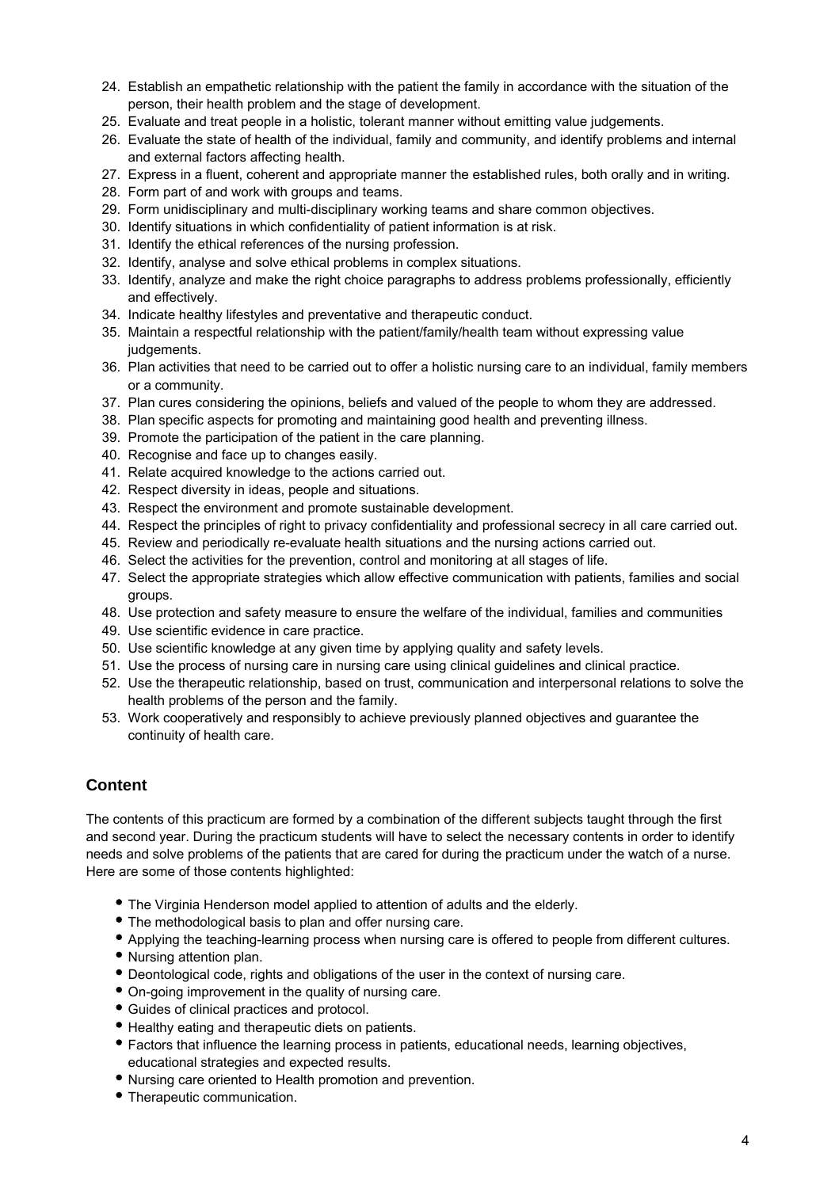24. Establish an empathetic relationship with the patient the family in accordance with the situation of the person, their health problem and the stage of development.
25. Evaluate and treat people in a holistic, tolerant manner without emitting value judgements.
26. Evaluate the state of health of the individual, family and community, and identify problems and internal and external factors affecting health.
27. Express in a fluent, coherent and appropriate manner the established rules, both orally and in writing.
28. Form part of and work with groups and teams.
29. Form unidisciplinary and multi-disciplinary working teams and share common objectives.
30. Identify situations in which confidentiality of patient information is at risk.
31. Identify the ethical references of the nursing profession.
32. Identify, analyse and solve ethical problems in complex situations.
33. Identify, analyze and make the right choice paragraphs to address problems professionally, efficiently and effectively.
34. Indicate healthy lifestyles and preventative and therapeutic conduct.
35. Maintain a respectful relationship with the patient/family/health team without expressing value judgements.
36. Plan activities that need to be carried out to offer a holistic nursing care to an individual, family members or a community.
37. Plan cures considering the opinions, beliefs and valued of the people to whom they are addressed.
38. Plan specific aspects for promoting and maintaining good health and preventing illness.
39. Promote the participation of the patient in the care planning.
40. Recognise and face up to changes easily.
41. Relate acquired knowledge to the actions carried out.
42. Respect diversity in ideas, people and situations.
43. Respect the environment and promote sustainable development.
44. Respect the principles of right to privacy confidentiality and professional secrecy in all care carried out.
45. Review and periodically re-evaluate health situations and the nursing actions carried out.
46. Select the activities for the prevention, control and monitoring at all stages of life.
47. Select the appropriate strategies which allow effective communication with patients, families and social groups.
48. Use protection and safety measure to ensure the welfare of the individual, families and communities
49. Use scientific evidence in care practice.
50. Use scientific knowledge at any given time by applying quality and safety levels.
51. Use the process of nursing care in nursing care using clinical guidelines and clinical practice.
52. Use the therapeutic relationship, based on trust, communication and interpersonal relations to solve the health problems of the person and the family.
53. Work cooperatively and responsibly to achieve previously planned objectives and guarantee the continuity of health care.

## Content

The contents of this practicum are formed by a combination of the different subjects taught through the first and second year. During the practicum students will have to select the necessary contents in order to identify needs and solve problems of the patients that are cared for during the practicum under the watch of a nurse. Here are some of those contents highlighted:

- The Virginia Henderson model applied to attention of adults and the elderly.
- The methodological basis to plan and offer nursing care.
- Applying the teaching-learning process when nursing care is offered to people from different cultures.
- Nursing attention plan.
- Deontological code, rights and obligations of the user in the context of nursing care.
- On-going improvement in the quality of nursing care.
- Guides of clinical practices and protocol.
- Healthy eating and therapeutic diets on patients.
- Factors that influence the learning process in patients, educational needs, learning objectives, educational strategies and expected results.
- Nursing care oriented to Health promotion and prevention.
- Therapeutic communication.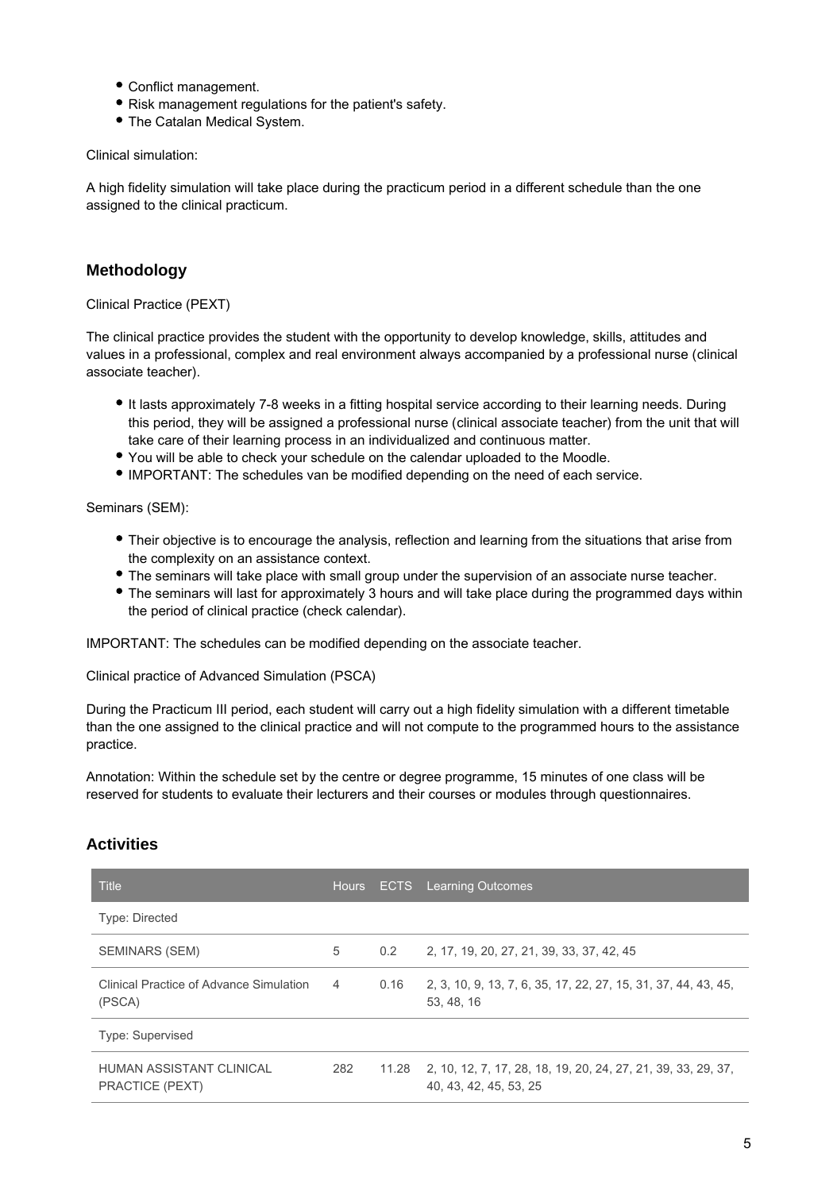- Conflict management.
- Risk management regulations for the patient's safety.
- The Catalan Medical System.

Clinical simulation:

A high fidelity simulation will take place during the practicum period in a different schedule than the one assigned to the clinical practicum.

## Methodology

Clinical Practice (PEXT)

The clinical practice provides the student with the opportunity to develop knowledge, skills, attitudes and values in a professional, complex and real environment always accompanied by a professional nurse (clinical associate teacher).

- It lasts approximately 7-8 weeks in a fitting hospital service according to their learning needs. During this period, they will be assigned a professional nurse (clinical associate teacher) from the unit that will take care of their learning process in an individualized and continuous matter.
- You will be able to check your schedule on the calendar uploaded to the Moodle.
- IMPORTANT: The schedules van be modified depending on the need of each service.

Seminars (SEM):

- Their objective is to encourage the analysis, reflection and learning from the situations that arise from the complexity on an assistance context.
- The seminars will take place with small group under the supervision of an associate nurse teacher.
- The seminars will last for approximately 3 hours and will take place during the programmed days within the period of clinical practice (check calendar).

IMPORTANT: The schedules can be modified depending on the associate teacher.

Clinical practice of Advanced Simulation (PSCA)

During the Practicum III period, each student will carry out a high fidelity simulation with a different timetable than the one assigned to the clinical practice and will not compute to the programmed hours to the assistance practice.

Annotation: Within the schedule set by the centre or degree programme, 15 minutes of one class will be reserved for students to evaluate their lecturers and their courses or modules through questionnaires.

## Activities

| Title | Hours | ECTS | Learning Outcomes |
|---|---|---|---|
| Type: Directed | | | |
| SEMINARS (SEM) | 5 | 0.2 | 2, 17, 19, 20, 27, 21, 39, 33, 37, 42, 45 |
| Clinical Practice of Advance Simulation (PSCA) | 4 | 0.16 | 2, 3, 10, 9, 13, 7, 6, 35, 17, 22, 27, 15, 31, 37, 44, 43, 45, 53, 48, 16 |
| Type: Supervised | | | |
| HUMAN ASSISTANT CLINICAL PRACTICE (PEXT) | 282 | 11.28 | 2, 10, 12, 7, 17, 28, 18, 19, 20, 24, 27, 21, 39, 33, 29, 37, 40, 43, 42, 45, 53, 25 |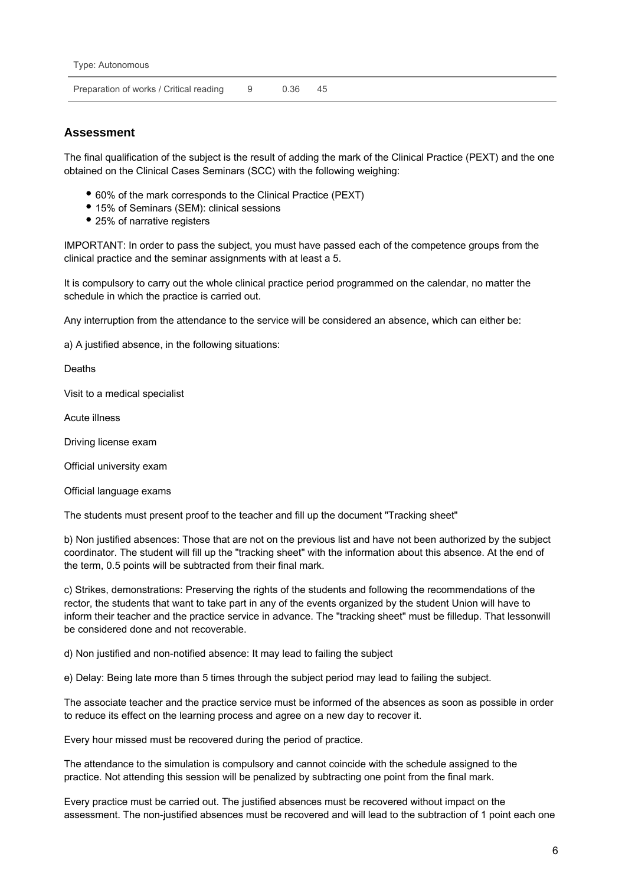| Type: Autonomous | | | |
|---|---|---|---|
| Preparation of works / Critical reading | 9 | 0.36 | 45 |

## Assessment

The final qualification of the subject is the result of adding the mark of the Clinical Practice (PEXT) and the one obtained on the Clinical Cases Seminars (SCC) with the following weighing:

- 60% of the mark corresponds to the Clinical Practice (PEXT)
- 15% of Seminars (SEM): clinical sessions
- 25% of narrative registers

IMPORTANT: In order to pass the subject, you must have passed each of the competence groups from the clinical practice and the seminar assignments with at least a 5.

It is compulsory to carry out the whole clinical practice period programmed on the calendar, no matter the schedule in which the practice is carried out.

Any interruption from the attendance to the service will be considered an absence, which can either be:

a) A justified absence, in the following situations:

Deaths

Visit to a medical specialist

Acute illness

Driving license exam

Official university exam

Official language exams

The students must present proof to the teacher and fill up the document "Tracking sheet"

b) Non justified absences: Those that are not on the previous list and have not been authorized by the subject coordinator. The student will fill up the "tracking sheet" with the information about this absence. At the end of the term, 0.5 points will be subtracted from their final mark.

c) Strikes, demonstrations: Preserving the rights of the students and following the recommendations of the rector, the students that want to take part in any of the events organized by the student Union will have to inform their teacher and the practice service in advance. The "tracking sheet" must be filledup. That lessonwill be considered done and not recoverable.

d) Non justified and non-notified absence: It may lead to failing the subject

e) Delay: Being late more than 5 times through the subject period may lead to failing the subject.

The associate teacher and the practice service must be informed of the absences as soon as possible in order to reduce its effect on the learning process and agree on a new day to recover it.

Every hour missed must be recovered during the period of practice.

The attendance to the simulation is compulsory and cannot coincide with the schedule assigned to the practice. Not attending this session will be penalized by subtracting one point from the final mark.

Every practice must be carried out. The justified absences must be recovered without impact on the assessment. The non-justified absences must be recovered and will lead to the subtraction of 1 point each one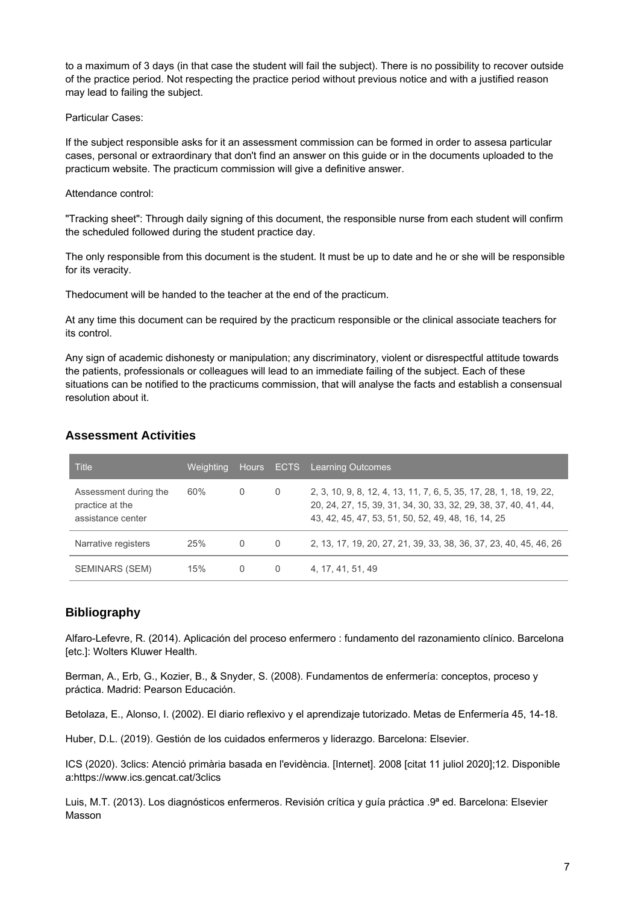to a maximum of 3 days (in that case the student will fail the subject). There is no possibility to recover outside of the practice period. Not respecting the practice period without previous notice and with a justified reason may lead to failing the subject.

Particular Cases:

If the subject responsible asks for it an assessment commission can be formed in order to assesa particular cases, personal or extraordinary that don't find an answer on this guide or in the documents uploaded to the practicum website. The practicum commission will give a definitive answer.

Attendance control:

"Tracking sheet": Through daily signing of this document, the responsible nurse from each student will confirm the scheduled followed during the student practice day.

The only responsible from this document is the student. It must be up to date and he or she will be responsible for its veracity.

Thedocument will be handed to the teacher at the end of the practicum.

At any time this document can be required by the practicum responsible or the clinical associate teachers for its control.

Any sign of academic dishonesty or manipulation; any discriminatory, violent or disrespectful attitude towards the patients, professionals or colleagues will lead to an immediate failing of the subject. Each of these situations can be notified to the practicums commission, that will analyse the facts and establish a consensual resolution about it.

## Assessment Activities

| Title | Weighting | Hours | ECTS | Learning Outcomes |
|---|---|---|---|---|
| Assessment during the practice at the assistance center | 60% | 0 | 0 | 2, 3, 10, 9, 8, 12, 4, 13, 11, 7, 6, 5, 35, 17, 28, 1, 18, 19, 22, 20, 24, 27, 15, 39, 31, 34, 30, 33, 32, 29, 38, 37, 40, 41, 44, 43, 42, 45, 47, 53, 51, 50, 52, 49, 48, 16, 14, 25 |
| Narrative registers | 25% | 0 | 0 | 2, 13, 17, 19, 20, 27, 21, 39, 33, 38, 36, 37, 23, 40, 45, 46, 26 |
| SEMINARS (SEM) | 15% | 0 | 0 | 4, 17, 41, 51, 49 |

## Bibliography

Alfaro-Lefevre, R. (2014). Aplicación del proceso enfermero : fundamento del razonamiento clínico. Barcelona [etc.]: Wolters Kluwer Health.

Berman, A., Erb, G., Kozier, B., & Snyder, S. (2008). Fundamentos de enfermería: conceptos, proceso y práctica. Madrid: Pearson Educación.

Betolaza, E., Alonso, I. (2002). El diario reflexivo y el aprendizaje tutorizado. Metas de Enfermería 45, 14-18.

Huber, D.L. (2019). Gestión de los cuidados enfermeros y liderazgo. Barcelona: Elsevier.

ICS (2020). 3clics: Atenció primària basada en l'evidència. [Internet]. 2008 [citat 11 juliol 2020];12. Disponible a:https://www.ics.gencat.cat/3clics

Luis, M.T. (2013). Los diagnósticos enfermeros. Revisión crítica y guía práctica .9ª ed. Barcelona: Elsevier Masson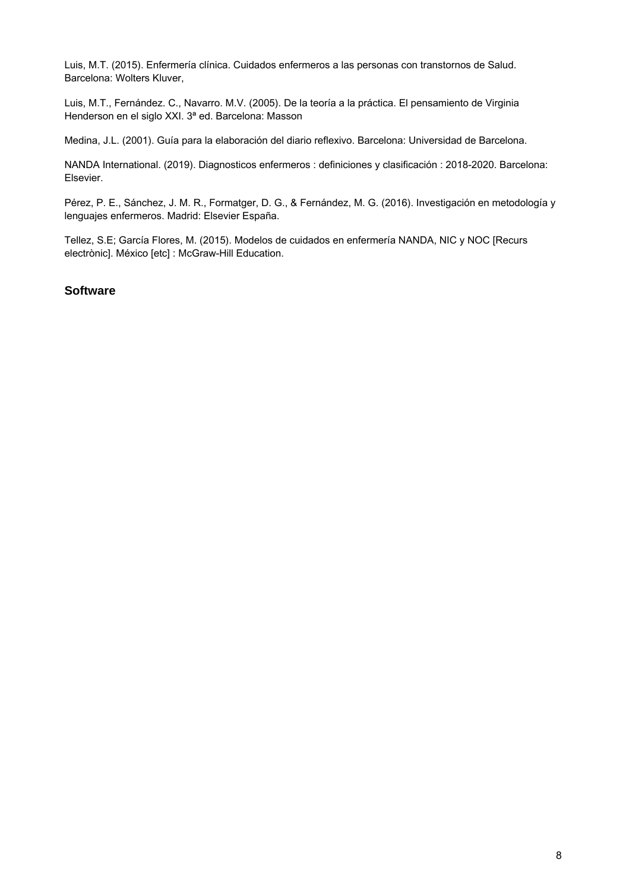Luis, M.T. (2015). Enfermería clínica. Cuidados enfermeros a las personas con transtornos de Salud. Barcelona: Wolters Kluver,

Luis, M.T., Fernández. C., Navarro. M.V. (2005). De la teoría a la práctica. El pensamiento de Virginia Henderson en el siglo XXI. 3ª ed. Barcelona: Masson

Medina, J.L. (2001). Guía para la elaboración del diario reflexivo. Barcelona: Universidad de Barcelona.

NANDA International. (2019). Diagnosticos enfermeros : definiciones y clasificación : 2018-2020. Barcelona: Elsevier.

Pérez, P. E., Sánchez, J. M. R., Formatger, D. G., & Fernández, M. G. (2016). Investigación en metodología y lenguajes enfermeros. Madrid: Elsevier España.

Tellez, S.E; García Flores, M. (2015). Modelos de cuidados en enfermería NANDA, NIC y NOC [Recurs electrònic]. México [etc] : McGraw-Hill Education.

## Software